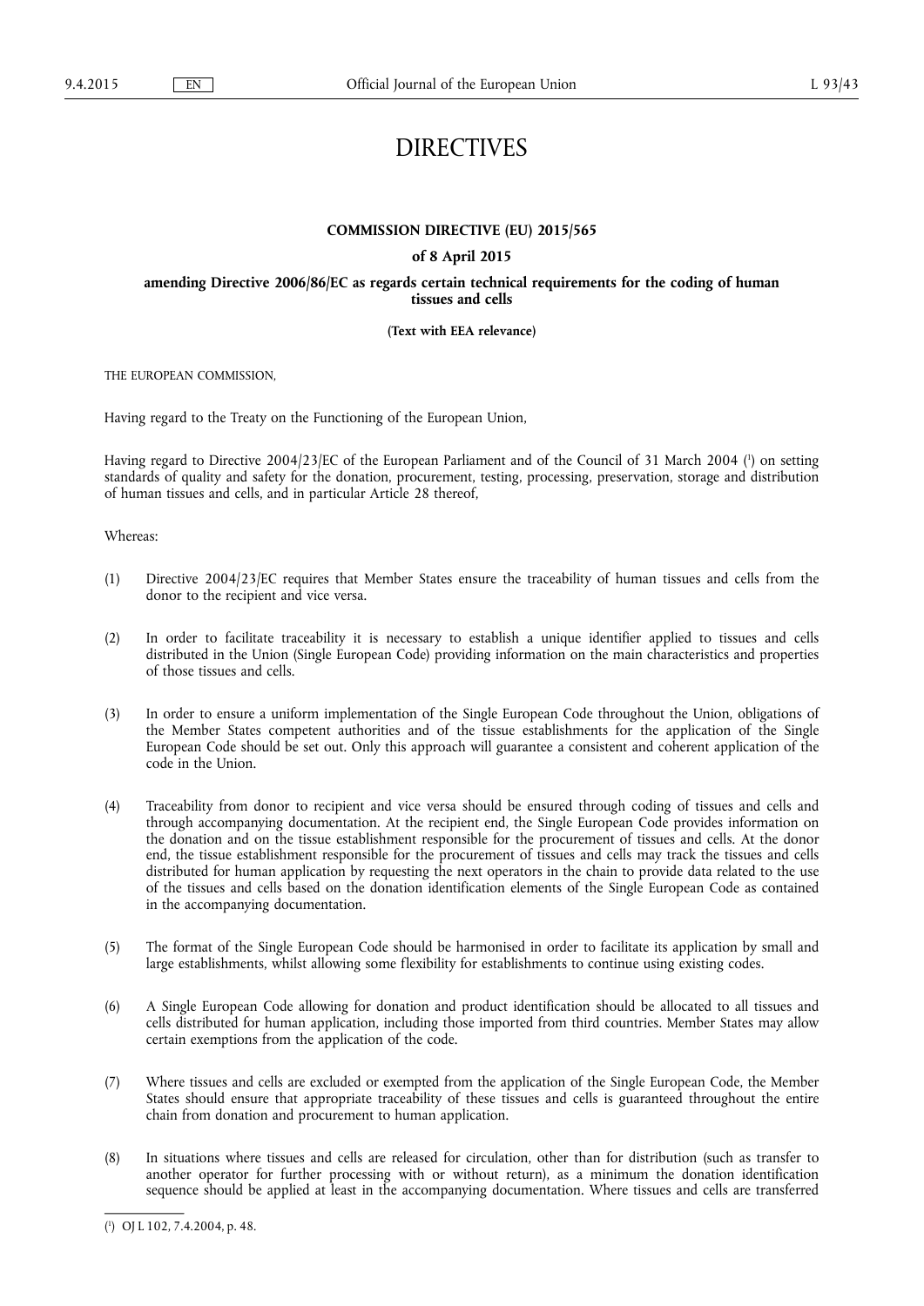# DIRECTIVES

## COMMISSION DIRECTIVE (EU) 2015/565

### of 8 April 2015

### amending Directive 2006/86/EC as regards certain technical requirements for the coding of human tissues and cells

**(Text with EEA relevance)**

THE EUROPEAN COMMISSION,

Having regard to the Treaty on the Functioning of the European Union,

Having regard to Directive 2004/23/EC of the European Parliament and of the Council of 31 March 2004 [1] on setting standards of quality and safety for the donation, procurement, testing, processing, preservation, storage and distribution of human tissues and cells, and in particular Article 28 thereof,

Whereas:

(1) Directive 2004/23/EC requires that Member States ensure the traceability of human tissues and cells from the donor to the recipient and vice versa.

(2) In order to facilitate traceability it is necessary to establish a unique identifier applied to tissues and cells distributed in the Union (Single European Code) providing information on the main characteristics and properties of those tissues and cells.

(3) In order to ensure a uniform implementation of the Single European Code throughout the Union, obligations of the Member States competent authorities and of the tissue establishments for the application of the Single European Code should be set out. Only this approach will guarantee a consistent and coherent application of the code in the Union.

(4) Traceability from donor to recipient and vice versa should be ensured through coding of tissues and cells and through accompanying documentation. At the recipient end, the Single European Code provides information on the donation and on the tissue establishment responsible for the procurement of tissues and cells. At the donor end, the tissue establishment responsible for the procurement of tissues and cells may track the tissues and cells distributed for human application by requesting the next operators in the chain to provide data related to the use of the tissues and cells based on the donation identification elements of the Single European Code as contained in the accompanying documentation.

(5) The format of the Single European Code should be harmonised in order to facilitate its application by small and large establishments, whilst allowing some flexibility for establishments to continue using existing codes.

(6) A Single European Code allowing for donation and product identification should be allocated to all tissues and cells distributed for human application, including those imported from third countries. Member States may allow certain exemptions from the application of the code.

(7) Where tissues and cells are excluded or exempted from the application of the Single European Code, the Member States should ensure that appropriate traceability of these tissues and cells is guaranteed throughout the entire chain from donation and procurement to human application.

(8) In situations where tissues and cells are released for circulation, other than for distribution (such as transfer to another operator for further processing with or without return), as a minimum the donation identification sequence should be applied at least in the accompanying documentation. Where tissues and cells are transferred

---

[1] OJ L 102, 7.4.2004, p. 48.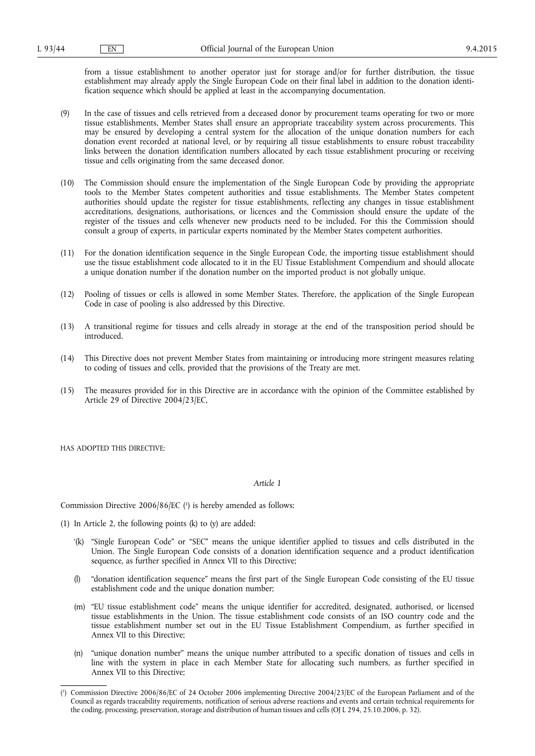from a tissue establishment to another operator just for storage and/or for further distribution, the tissue establishment may already apply the Single European Code on their final label in addition to the donation identification sequence which should be applied at least in the accompanying documentation.

(9) In the case of tissues and cells retrieved from a deceased donor by procurement teams operating for two or more tissue establishments, Member States shall ensure an appropriate traceability system across procurements. This may be ensured by developing a central system for the allocation of the unique donation numbers for each donation event recorded at national level, or by requiring all tissue establishments to ensure robust traceability links between the donation identification numbers allocated by each tissue establishment procuring or receiving tissue and cells originating from the same deceased donor.

(10) The Commission should ensure the implementation of the Single European Code by providing the appropriate tools to the Member States competent authorities and tissue establishments. The Member States competent authorities should update the register for tissue establishments, reflecting any changes in tissue establishment accreditations, designations, authorisations, or licences and the Commission should ensure the update of the register of the tissues and cells whenever new products need to be included. For this the Commission should consult a group of experts, in particular experts nominated by the Member States competent authorities.

(11) For the donation identification sequence in the Single European Code, the importing tissue establishment should use the tissue establishment code allocated to it in the EU Tissue Establishment Compendium and should allocate a unique donation number if the donation number on the imported product is not globally unique.

(12) Pooling of tissues or cells is allowed in some Member States. Therefore, the application of the Single European Code in case of pooling is also addressed by this Directive.

(13) A transitional regime for tissues and cells already in storage at the end of the transposition period should be introduced.

(14) This Directive does not prevent Member States from maintaining or introducing more stringent measures relating to coding of tissues and cells, provided that the provisions of the Treaty are met.

(15) The measures provided for in this Directive are in accordance with the opinion of the Committee established by Article 29 of Directive 2004/23/EC,

HAS ADOPTED THIS DIRECTIVE:

*Article 1*

Commission Directive 2006/86/EC [1] is hereby amended as follows:

(1) In Article 2, the following points (k) to (y) are added:

'(k) "Single European Code" or "SEC" means the unique identifier applied to tissues and cells distributed in the Union. The Single European Code consists of a donation identification sequence and a product identification sequence, as further specified in Annex VII to this Directive;

(l) "donation identification sequence" means the first part of the Single European Code consisting of the EU tissue establishment code and the unique donation number;

(m) "EU tissue establishment code" means the unique identifier for accredited, designated, authorised, or licensed tissue establishments in the Union. The tissue establishment code consists of an ISO country code and the tissue establishment number set out in the EU Tissue Establishment Compendium, as further specified in Annex VII to this Directive;

(n) "unique donation number" means the unique number attributed to a specific donation of tissues and cells in line with the system in place in each Member State for allocating such numbers, as further specified in Annex VII to this Directive;

[1] Commission Directive 2006/86/EC of 24 October 2006 implementing Directive 2004/23/EC of the European Parliament and of the Council as regards traceability requirements, notification of serious adverse reactions and events and certain technical requirements for the coding, processing, preservation, storage and distribution of human tissues and cells (OJ L 294, 25.10.2006, p. 32).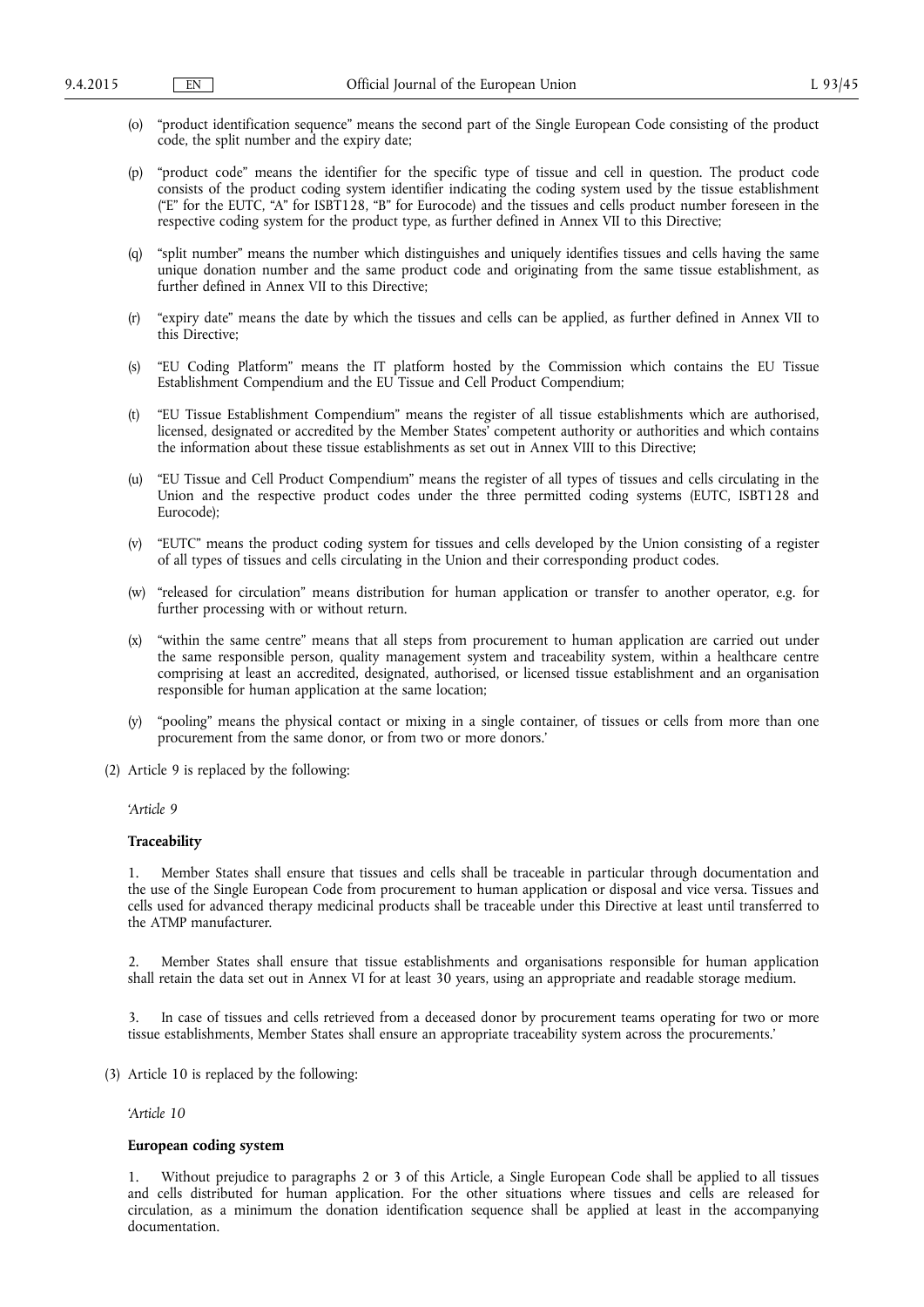(o) "product identification sequence" means the second part of the Single European Code consisting of the product code, the split number and the expiry date;

(p) "product code" means the identifier for the specific type of tissue and cell in question. The product code consists of the product coding system identifier indicating the coding system used by the tissue establishment ("E" for the EUTC, "A" for ISBT128, "B" for Eurocode) and the tissues and cells product number foreseen in the respective coding system for the product type, as further defined in Annex VII to this Directive;

(q) "split number" means the number which distinguishes and uniquely identifies tissues and cells having the same unique donation number and the same product code and originating from the same tissue establishment, as further defined in Annex VII to this Directive;

(r) "expiry date" means the date by which the tissues and cells can be applied, as further defined in Annex VII to this Directive;

(s) "EU Coding Platform" means the IT platform hosted by the Commission which contains the EU Tissue Establishment Compendium and the EU Tissue and Cell Product Compendium;

(t) "EU Tissue Establishment Compendium" means the register of all tissue establishments which are authorised, licensed, designated or accredited by the Member States' competent authority or authorities and which contains the information about these tissue establishments as set out in Annex VIII to this Directive;

(u) "EU Tissue and Cell Product Compendium" means the register of all types of tissues and cells circulating in the Union and the respective product codes under the three permitted coding systems (EUTC, ISBT128 and Eurocode);

(v) "EUTC" means the product coding system for tissues and cells developed by the Union consisting of a register of all types of tissues and cells circulating in the Union and their corresponding product codes.

(w) "released for circulation" means distribution for human application or transfer to another operator, e.g. for further processing with or without return.

(x) "within the same centre" means that all steps from procurement to human application are carried out under the same responsible person, quality management system and traceability system, within a healthcare centre comprising at least an accredited, designated, authorised, or licensed tissue establishment and an organisation responsible for human application at the same location;

(y) "pooling" means the physical contact or mixing in a single container, of tissues or cells from more than one procurement from the same donor, or from two or more donors.'

(2) Article 9 is replaced by the following:

*'Article 9*

**Traceability**

1. Member States shall ensure that tissues and cells shall be traceable in particular through documentation and the use of the Single European Code from procurement to human application or disposal and vice versa. Tissues and cells used for advanced therapy medicinal products shall be traceable under this Directive at least until transferred to the ATMP manufacturer.

2. Member States shall ensure that tissue establishments and organisations responsible for human application shall retain the data set out in Annex VI for at least 30 years, using an appropriate and readable storage medium.

3. In case of tissues and cells retrieved from a deceased donor by procurement teams operating for two or more tissue establishments, Member States shall ensure an appropriate traceability system across the procurements.'

(3) Article 10 is replaced by the following:

*'Article 10*

**European coding system**

1. Without prejudice to paragraphs 2 or 3 of this Article, a Single European Code shall be applied to all tissues and cells distributed for human application. For the other situations where tissues and cells are released for circulation, as a minimum the donation identification sequence shall be applied at least in the accompanying documentation.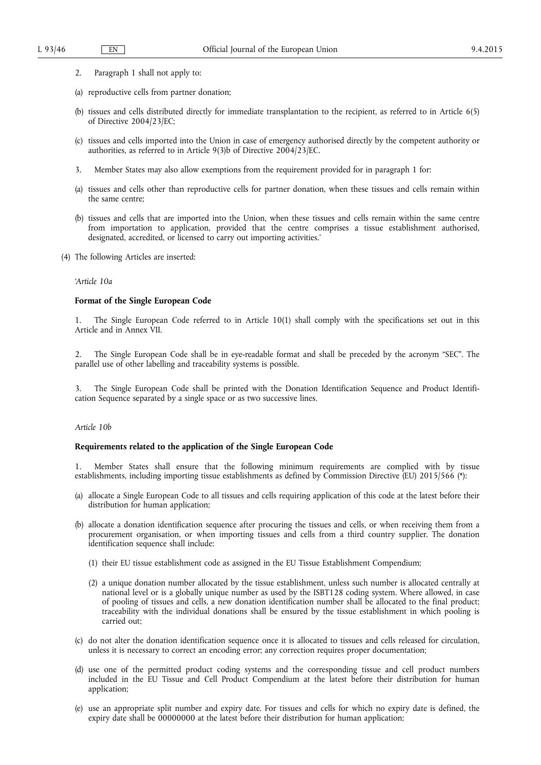2. Paragraph 1 shall not apply to:

(a) reproductive cells from partner donation;

(b) tissues and cells distributed directly for immediate transplantation to the recipient, as referred to in Article 6(5) of Directive 2004/23/EC;

(c) tissues and cells imported into the Union in case of emergency authorised directly by the competent authority or authorities, as referred to in Article 9(3)b of Directive 2004/23/EC.

3. Member States may also allow exemptions from the requirement provided for in paragraph 1 for:

(a) tissues and cells other than reproductive cells for partner donation, when these tissues and cells remain within the same centre;

(b) tissues and cells that are imported into the Union, when these tissues and cells remain within the same centre from importation to application, provided that the centre comprises a tissue establishment authorised, designated, accredited, or licensed to carry out importing activities.'

(4) The following Articles are inserted:

*'Article 10a*

**Format of the Single European Code**

1. The Single European Code referred to in Article 10(1) shall comply with the specifications set out in this Article and in Annex VII.

2. The Single European Code shall be in eye-readable format and shall be preceded by the acronym "SEC". The parallel use of other labelling and traceability systems is possible.

3. The Single European Code shall be printed with the Donation Identification Sequence and Product Identification Sequence separated by a single space or as two successive lines.

*Article 10b*

**Requirements related to the application of the Single European Code**

1. Member States shall ensure that the following minimum requirements are complied with by tissue establishments, including importing tissue establishments as defined by Commission Directive (EU) 2015/566 (*):

(a) allocate a Single European Code to all tissues and cells requiring application of this code at the latest before their distribution for human application;

(b) allocate a donation identification sequence after procuring the tissues and cells, or when receiving them from a procurement organisation, or when importing tissues and cells from a third country supplier. The donation identification sequence shall include:

   (1) their EU tissue establishment code as assigned in the EU Tissue Establishment Compendium;

   (2) a unique donation number allocated by the tissue establishment, unless such number is allocated centrally at national level or is a globally unique number as used by the ISBT128 coding system. Where allowed, in case of pooling of tissues and cells, a new donation identification number shall be allocated to the final product; traceability with the individual donations shall be ensured by the tissue establishment in which pooling is carried out;

(c) do not alter the donation identification sequence once it is allocated to tissues and cells released for circulation, unless it is necessary to correct an encoding error; any correction requires proper documentation;

(d) use one of the permitted product coding systems and the corresponding tissue and cell product numbers included in the EU Tissue and Cell Product Compendium at the latest before their distribution for human application;

(e) use an appropriate split number and expiry date. For tissues and cells for which no expiry date is defined, the expiry date shall be 00000000 at the latest before their distribution for human application;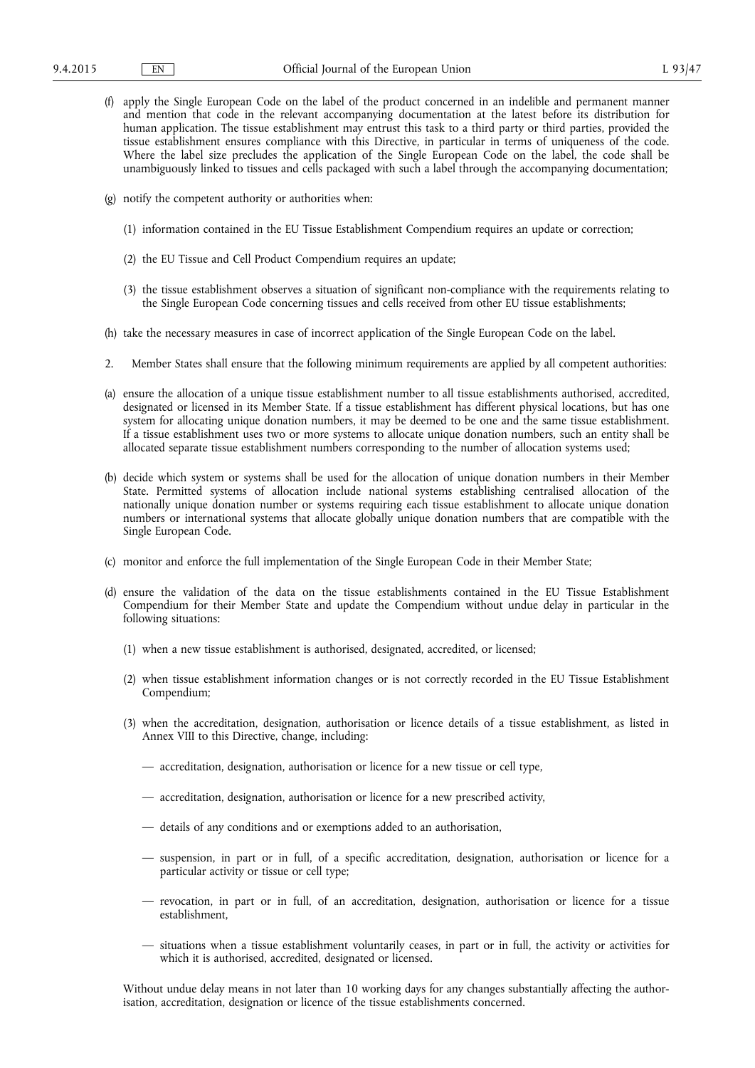(f) apply the Single European Code on the label of the product concerned in an indelible and permanent manner and mention that code in the relevant accompanying documentation at the latest before its distribution for human application. The tissue establishment may entrust this task to a third party or third parties, provided the tissue establishment ensures compliance with this Directive, in particular in terms of uniqueness of the code. Where the label size precludes the application of the Single European Code on the label, the code shall be unambiguously linked to tissues and cells packaged with such a label through the accompanying documentation;

(g) notify the competent authority or authorities when:

(1) information contained in the EU Tissue Establishment Compendium requires an update or correction;

(2) the EU Tissue and Cell Product Compendium requires an update;

(3) the tissue establishment observes a situation of significant non-compliance with the requirements relating to the Single European Code concerning tissues and cells received from other EU tissue establishments;

(h) take the necessary measures in case of incorrect application of the Single European Code on the label.

2. Member States shall ensure that the following minimum requirements are applied by all competent authorities:

(a) ensure the allocation of a unique tissue establishment number to all tissue establishments authorised, accredited, designated or licensed in its Member State. If a tissue establishment has different physical locations, but has one system for allocating unique donation numbers, it may be deemed to be one and the same tissue establishment. If a tissue establishment uses two or more systems to allocate unique donation numbers, such an entity shall be allocated separate tissue establishment numbers corresponding to the number of allocation systems used;

(b) decide which system or systems shall be used for the allocation of unique donation numbers in their Member State. Permitted systems of allocation include national systems establishing centralised allocation of the nationally unique donation number or systems requiring each tissue establishment to allocate unique donation numbers or international systems that allocate globally unique donation numbers that are compatible with the Single European Code.

(c) monitor and enforce the full implementation of the Single European Code in their Member State;

(d) ensure the validation of the data on the tissue establishments contained in the EU Tissue Establishment Compendium for their Member State and update the Compendium without undue delay in particular in the following situations:

(1) when a new tissue establishment is authorised, designated, accredited, or licensed;

(2) when tissue establishment information changes or is not correctly recorded in the EU Tissue Establishment Compendium;

(3) when the accreditation, designation, authorisation or licence details of a tissue establishment, as listed in Annex VIII to this Directive, change, including:

— accreditation, designation, authorisation or licence for a new tissue or cell type,

— accreditation, designation, authorisation or licence for a new prescribed activity,

— details of any conditions and or exemptions added to an authorisation,

— suspension, in part or in full, of a specific accreditation, designation, authorisation or licence for a particular activity or tissue or cell type;

— revocation, in part or in full, of an accreditation, designation, authorisation or licence for a tissue establishment,

— situations when a tissue establishment voluntarily ceases, in part or in full, the activity or activities for which it is authorised, accredited, designated or licensed.

Without undue delay means in not later than 10 working days for any changes substantially affecting the authorisation, accreditation, designation or licence of the tissue establishments concerned.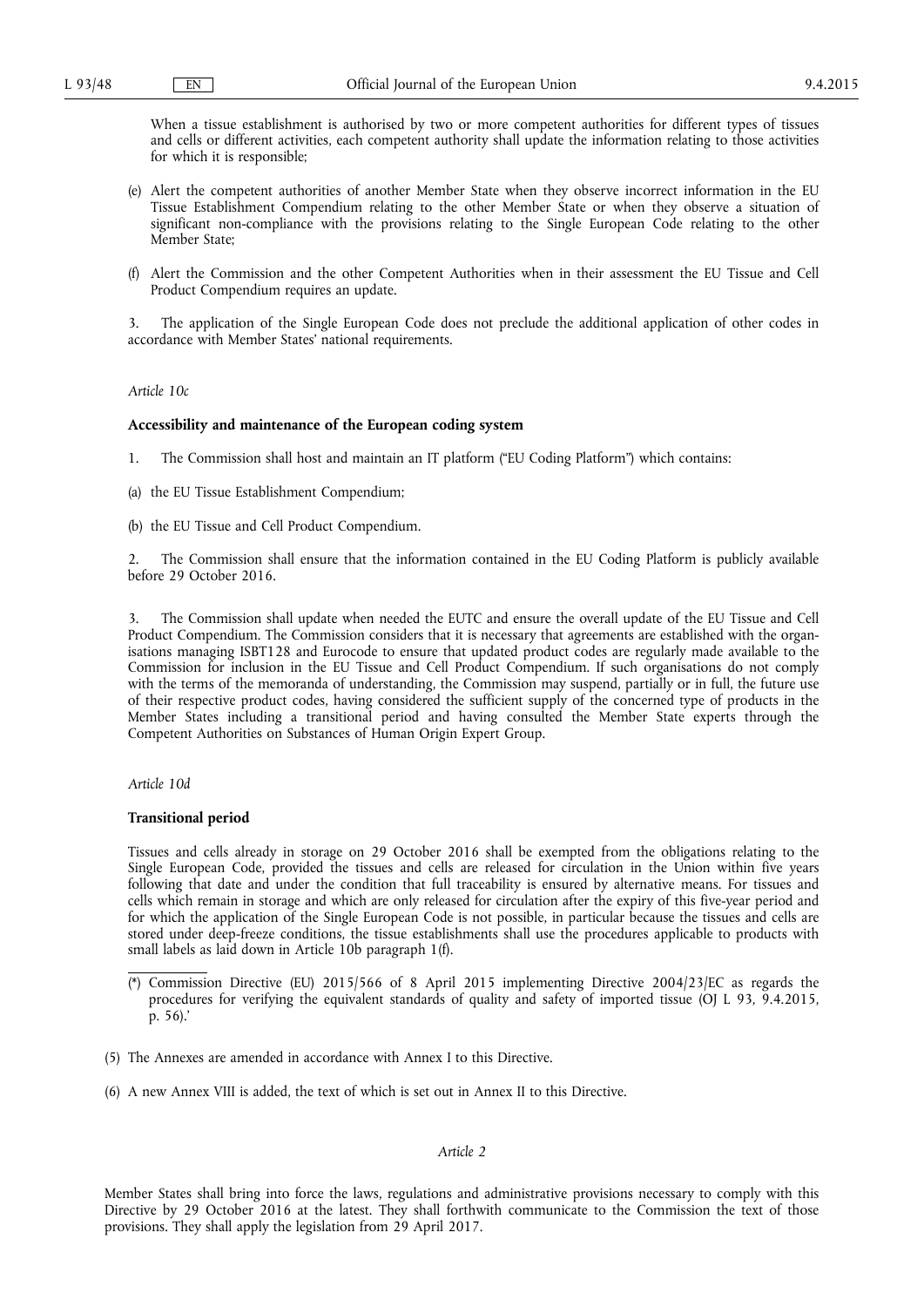When a tissue establishment is authorised by two or more competent authorities for different types of tissues and cells or different activities, each competent authority shall update the information relating to those activities for which it is responsible;

(e) Alert the competent authorities of another Member State when they observe incorrect information in the EU Tissue Establishment Compendium relating to the other Member State or when they observe a situation of significant non-compliance with the provisions relating to the Single European Code relating to the other Member State;

(f) Alert the Commission and the other Competent Authorities when in their assessment the EU Tissue and Cell Product Compendium requires an update.

3. The application of the Single European Code does not preclude the additional application of other codes in accordance with Member States' national requirements.

*Article 10c*

**Accessibility and maintenance of the European coding system**

1. The Commission shall host and maintain an IT platform ("EU Coding Platform") which contains:

(a) the EU Tissue Establishment Compendium;

(b) the EU Tissue and Cell Product Compendium.

2. The Commission shall ensure that the information contained in the EU Coding Platform is publicly available before 29 October 2016.

3. The Commission shall update when needed the EUTC and ensure the overall update of the EU Tissue and Cell Product Compendium. The Commission considers that it is necessary that agreements are established with the organisations managing ISBT128 and Eurocode to ensure that updated product codes are regularly made available to the Commission for inclusion in the EU Tissue and Cell Product Compendium. If such organisations do not comply with the terms of the memoranda of understanding, the Commission may suspend, partially or in full, the future use of their respective product codes, having considered the sufficient supply of the concerned type of products in the Member States including a transitional period and having consulted the Member State experts through the Competent Authorities on Substances of Human Origin Expert Group.

*Article 10d*

**Transitional period**

Tissues and cells already in storage on 29 October 2016 shall be exempted from the obligations relating to the Single European Code, provided the tissues and cells are released for circulation in the Union within five years following that date and under the condition that full traceability is ensured by alternative means. For tissues and cells which remain in storage and which are only released for circulation after the expiry of this five-year period and for which the application of the Single European Code is not possible, in particular because the tissues and cells are stored under deep-freeze conditions, the tissue establishments shall use the procedures applicable to products with small labels as laid down in Article 10b paragraph 1(f).

(*) Commission Directive (EU) 2015/566 of 8 April 2015 implementing Directive 2004/23/EC as regards the procedures for verifying the equivalent standards of quality and safety of imported tissue (OJ L 93, 9.4.2015, p. 56).'

(5) The Annexes are amended in accordance with Annex I to this Directive.

(6) A new Annex VIII is added, the text of which is set out in Annex II to this Directive.

*Article 2*

Member States shall bring into force the laws, regulations and administrative provisions necessary to comply with this Directive by 29 October 2016 at the latest. They shall forthwith communicate to the Commission the text of those provisions. They shall apply the legislation from 29 April 2017.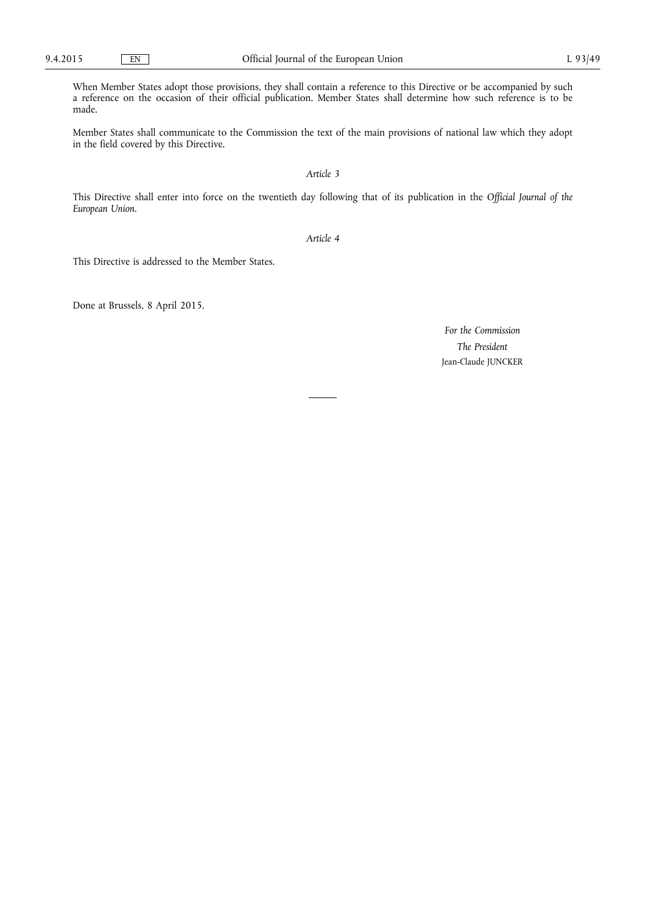When Member States adopt those provisions, they shall contain a reference to this Directive or be accompanied by such a reference on the occasion of their official publication. Member States shall determine how such reference is to be made.

Member States shall communicate to the Commission the text of the main provisions of national law which they adopt in the field covered by this Directive.

*Article 3*

This Directive shall enter into force on the twentieth day following that of its publication in the *Official Journal of the European Union*.

*Article 4*

This Directive is addressed to the Member States.

Done at Brussels, 8 April 2015.

*For the Commission*

*The President*

Jean-Claude JUNCKER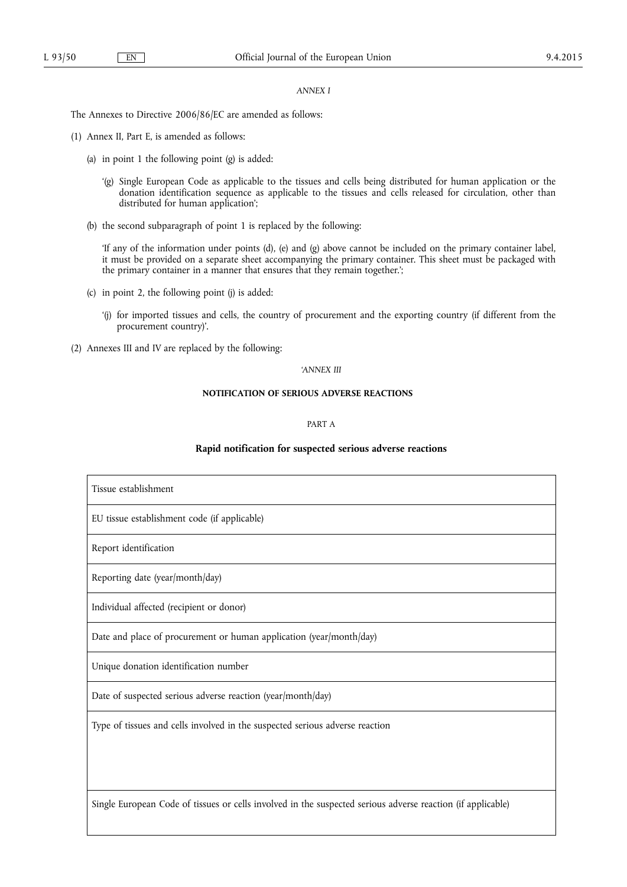*ANNEX I*

The Annexes to Directive 2006/86/EC are amended as follows:

(1) Annex II, Part E, is amended as follows:

(a) in point 1 the following point (g) is added:

'(g) Single European Code as applicable to the tissues and cells being distributed for human application or the donation identification sequence as applicable to the tissues and cells released for circulation, other than distributed for human application';

(b) the second subparagraph of point 1 is replaced by the following:

'If any of the information under points (d), (e) and (g) above cannot be included on the primary container label, it must be provided on a separate sheet accompanying the primary container. This sheet must be packaged with the primary container in a manner that ensures that they remain together.';

(c) in point 2, the following point (j) is added:

'(j) for imported tissues and cells, the country of procurement and the exporting country (if different from the procurement country)'.

(2) Annexes III and IV are replaced by the following:

*'ANNEX III*

**NOTIFICATION OF SERIOUS ADVERSE REACTIONS**

PART A

**Rapid notification for suspected serious adverse reactions**

| Tissue establishment |
|---|
| EU tissue establishment code (if applicable) |
| Report identification |
| Reporting date (year/month/day) |
| Individual affected (recipient or donor) |
| Date and place of procurement or human application (year/month/day) |
| Unique donation identification number |
| Date of suspected serious adverse reaction (year/month/day) |
| Type of tissues and cells involved in the suspected serious adverse reaction |
| Single European Code of tissues or cells involved in the suspected serious adverse reaction (if applicable) |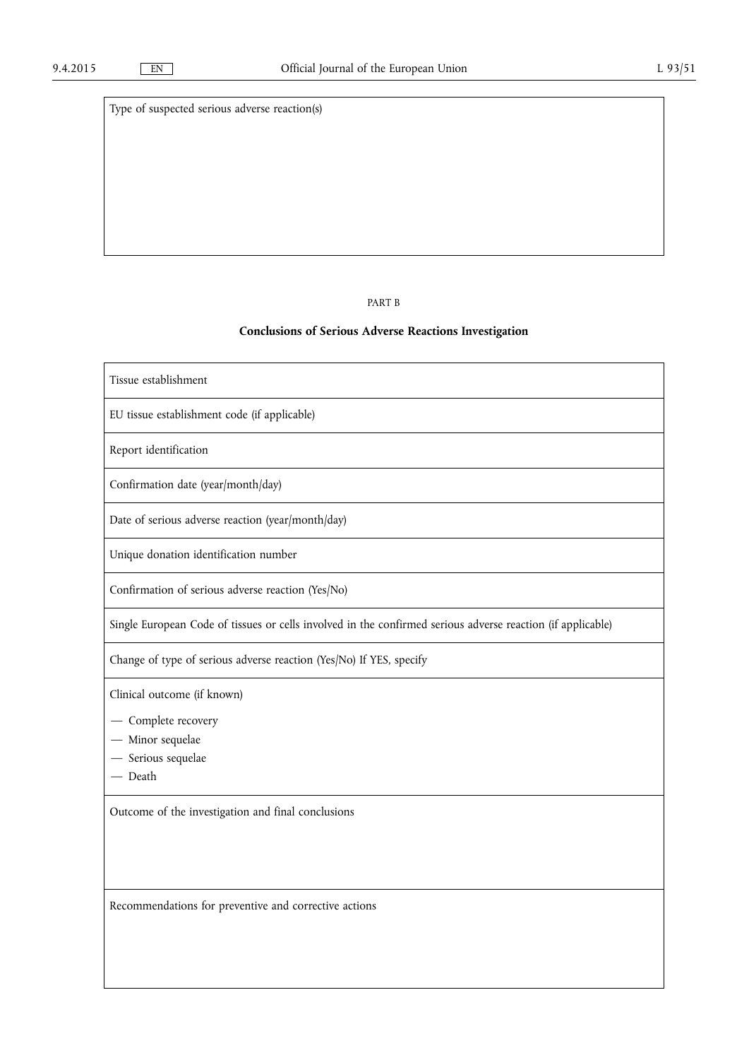| Type of suspected serious adverse reaction(s) |
|---|
| |

PART B

**Conclusions of Serious Adverse Reactions Investigation**

| Tissue establishment |
|---|
| EU tissue establishment code (if applicable) |
| Report identification |
| Confirmation date (year/month/day) |
| Date of serious adverse reaction (year/month/day) |
| Unique donation identification number |
| Confirmation of serious adverse reaction (Yes/No) |
| Single European Code of tissues or cells involved in the confirmed serious adverse reaction (if applicable) |
| Change of type of serious adverse reaction (Yes/No) If YES, specify |
| Clinical outcome (if known)<br>— Complete recovery<br>— Minor sequelae<br>— Serious sequelae<br>— Death |
| Outcome of the investigation and final conclusions |
| Recommendations for preventive and corrective actions |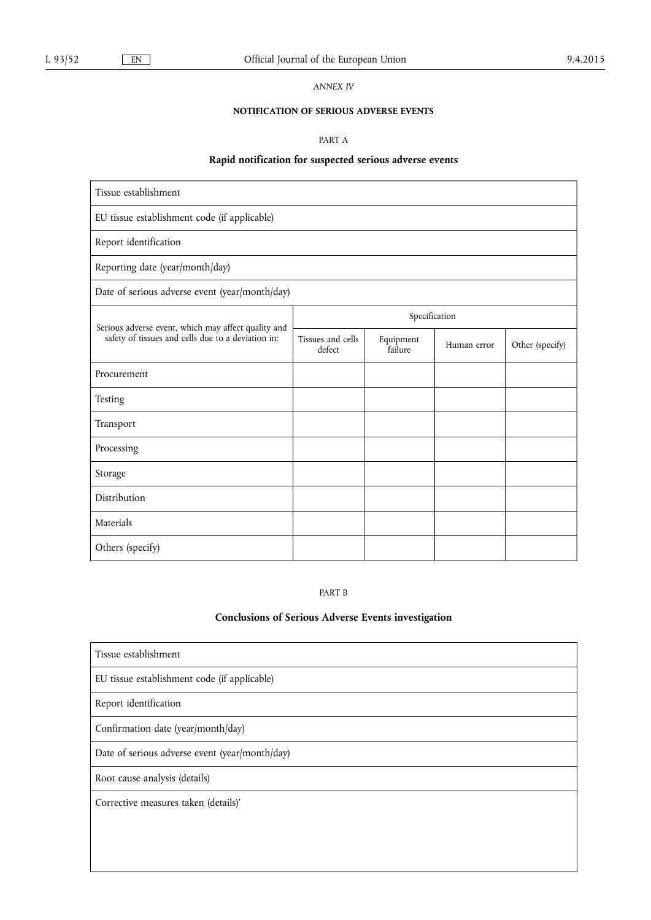*ANNEX IV*

**NOTIFICATION OF SERIOUS ADVERSE EVENTS**

PART A

## Rapid notification for suspected serious adverse events

| Tissue establishment | | | | |
|---|---|---|---|---|
| EU tissue establishment code (if applicable) | | | | |
| Report identification | | | | |
| Reporting date (year/month/day) | | | | |
| Date of serious adverse event (year/month/day) | | | | |
| Serious adverse event, which may affect quality and safety of tissues and cells due to a deviation in: | Specification | | | |
| | Tissues and cells defect | Equipment failure | Human error | Other (specify) |
| Procurement | | | | |
| Testing | | | | |
| Transport | | | | |
| Processing | | | | |
| Storage | | | | |
| Distribution | | | | |
| Materials | | | | |
| Others (specify) | | | | |

PART B

## Conclusions of Serious Adverse Events investigation

| Tissue establishment |
|---|
| EU tissue establishment code (if applicable) |
| Report identification |
| Confirmation date (year/month/day) |
| Date of serious adverse event (year/month/day) |
| Root cause analysis (details) |
| Corrective measures taken (details)' |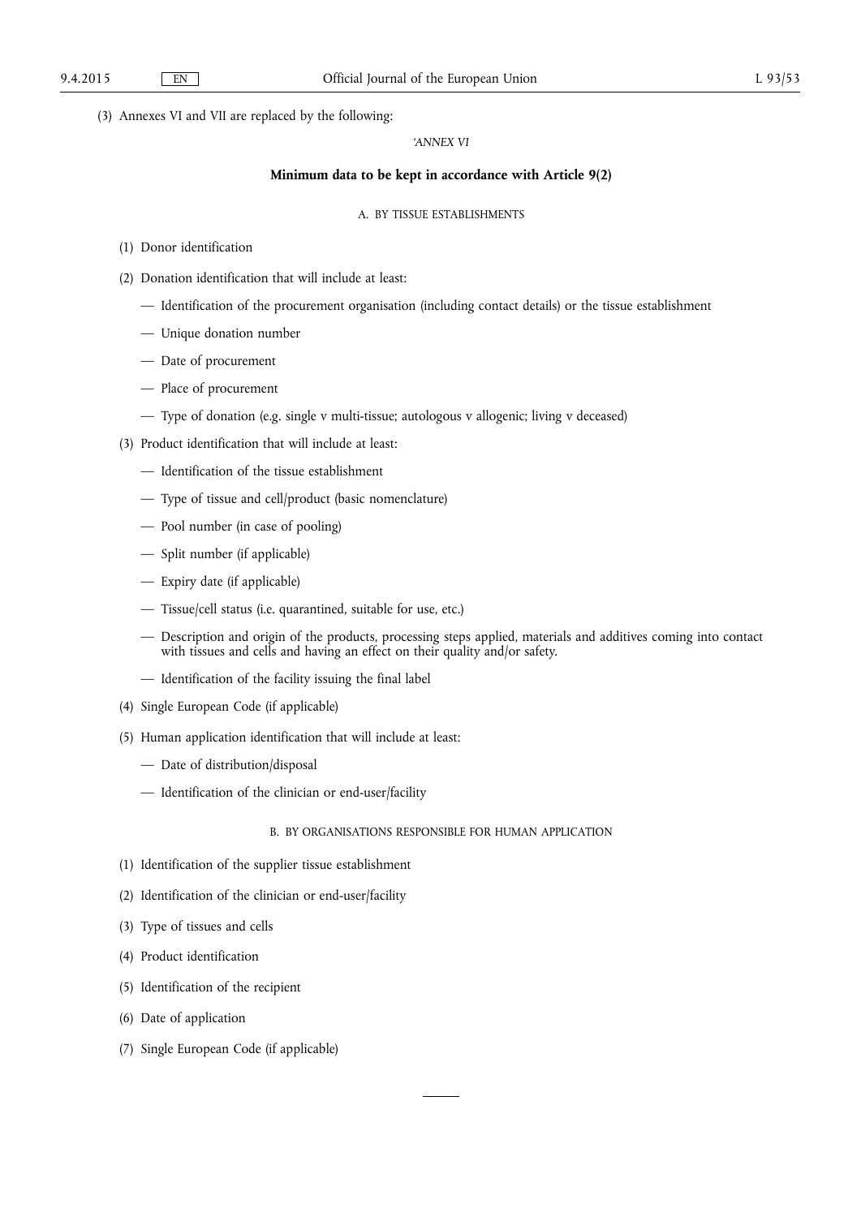(3) Annexes VI and VII are replaced by the following:

*'ANNEX VI*

**Minimum data to be kept in accordance with Article 9(2)**

A. BY TISSUE ESTABLISHMENTS

(1) Donor identification

(2) Donation identification that will include at least:

— Identification of the procurement organisation (including contact details) or the tissue establishment

— Unique donation number

— Date of procurement

— Place of procurement

— Type of donation (e.g. single v multi-tissue; autologous v allogenic; living v deceased)

(3) Product identification that will include at least:

— Identification of the tissue establishment

— Type of tissue and cell/product (basic nomenclature)

— Pool number (in case of pooling)

— Split number (if applicable)

— Expiry date (if applicable)

— Tissue/cell status (i.e. quarantined, suitable for use, etc.)

— Description and origin of the products, processing steps applied, materials and additives coming into contact with tissues and cells and having an effect on their quality and/or safety.

— Identification of the facility issuing the final label

(4) Single European Code (if applicable)

(5) Human application identification that will include at least:

— Date of distribution/disposal

— Identification of the clinician or end-user/facility

B. BY ORGANISATIONS RESPONSIBLE FOR HUMAN APPLICATION

(1) Identification of the supplier tissue establishment

(2) Identification of the clinician or end-user/facility

(3) Type of tissues and cells

(4) Product identification

(5) Identification of the recipient

(6) Date of application

(7) Single European Code (if applicable)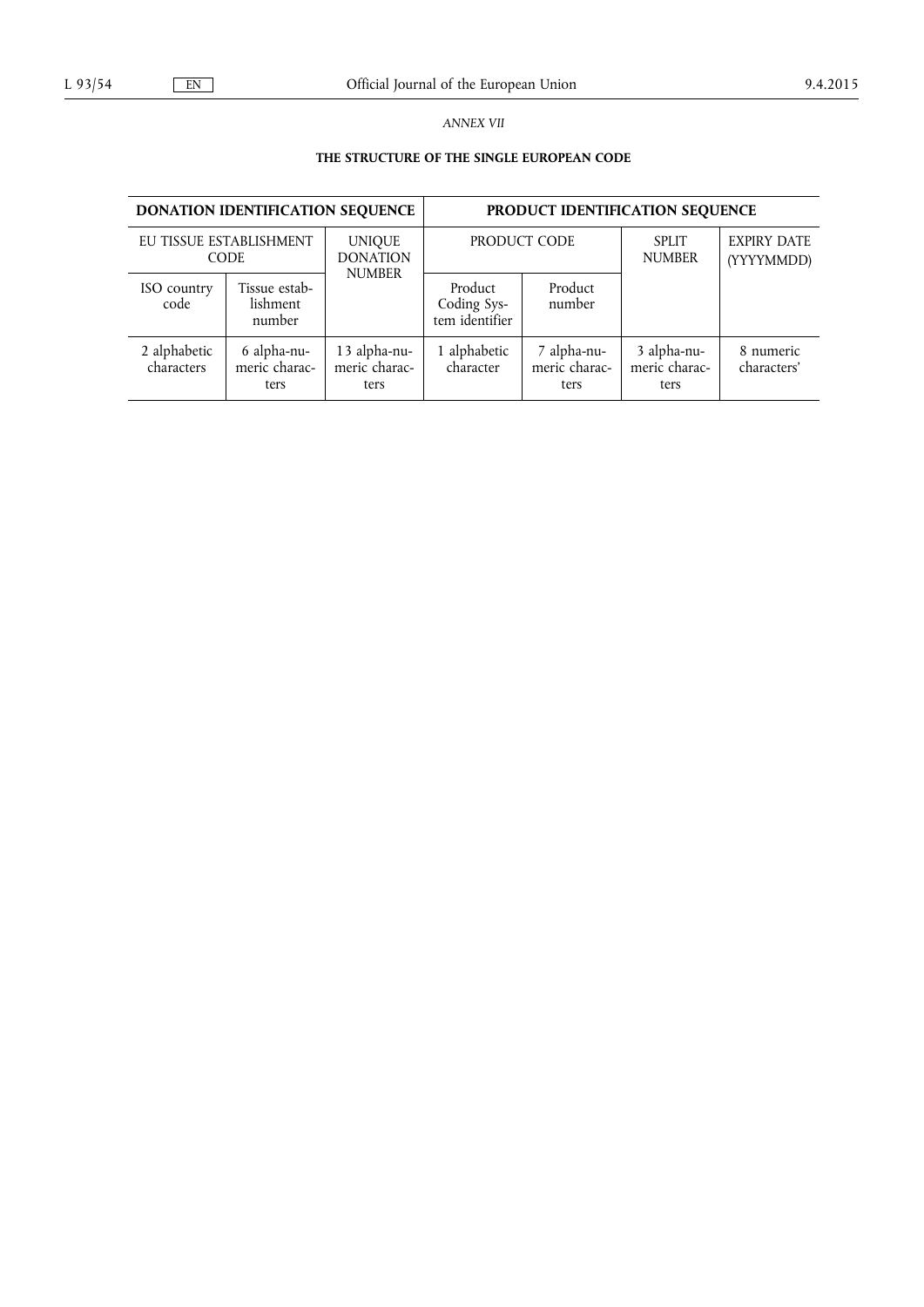*ANNEX VII*

**THE STRUCTURE OF THE SINGLE EUROPEAN CODE**

| DONATION IDENTIFICATION SEQUENCE | | | PRODUCT IDENTIFICATION SEQUENCE | | | |
|---|---|---|---|---|---|---|
| EU TISSUE ESTABLISHMENT CODE | | UNIQUE DONATION NUMBER | PRODUCT CODE | | SPLIT NUMBER | EXPIRY DATE (YYYYMMDD) |
| ISO country code | Tissue establishment number | | Product Coding System identifier | Product number | | |
| 2 alphabetic characters | 6 alpha-numeric characters | 13 alpha-numeric characters | 1 alphabetic character | 7 alpha-numeric characters | 3 alpha-numeric characters | 8 numeric characters' |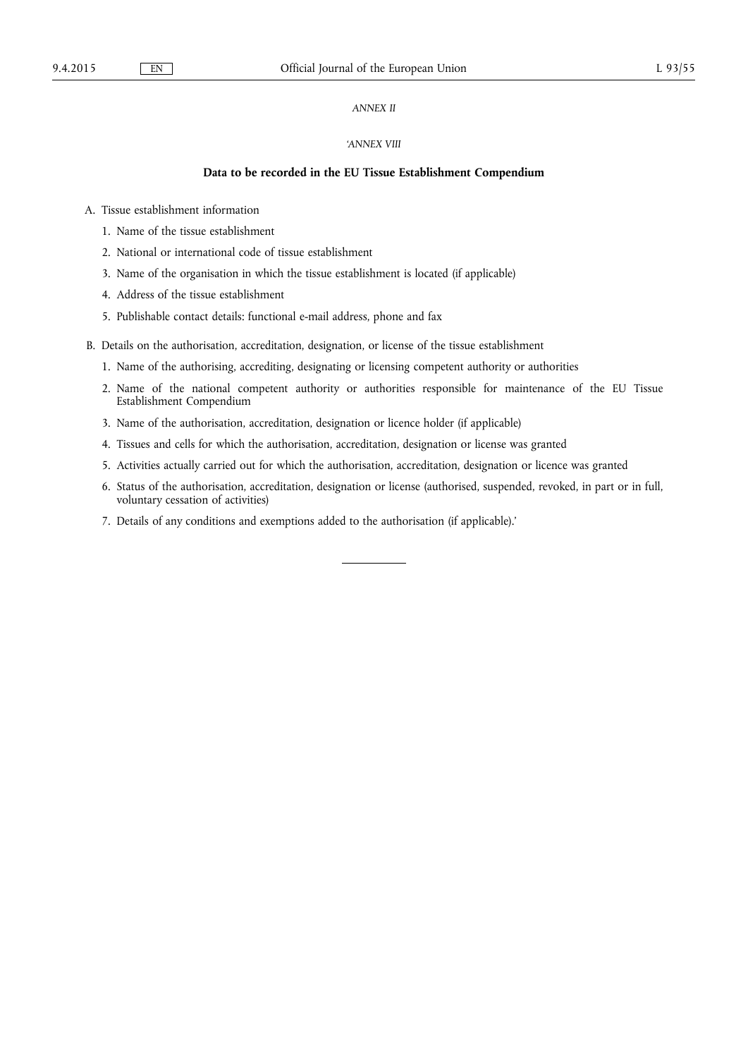*ANNEX II*

*'ANNEX VIII*

**Data to be recorded in the EU Tissue Establishment Compendium**

A. Tissue establishment information

1. Name of the tissue establishment
2. National or international code of tissue establishment
3. Name of the organisation in which the tissue establishment is located (if applicable)
4. Address of the tissue establishment
5. Publishable contact details: functional e-mail address, phone and fax

B. Details on the authorisation, accreditation, designation, or license of the tissue establishment

1. Name of the authorising, accrediting, designating or licensing competent authority or authorities
2. Name of the national competent authority or authorities responsible for maintenance of the EU Tissue Establishment Compendium
3. Name of the authorisation, accreditation, designation or licence holder (if applicable)
4. Tissues and cells for which the authorisation, accreditation, designation or license was granted
5. Activities actually carried out for which the authorisation, accreditation, designation or licence was granted
6. Status of the authorisation, accreditation, designation or license (authorised, suspended, revoked, in part or in full, voluntary cessation of activities)
7. Details of any conditions and exemptions added to the authorisation (if applicable).'